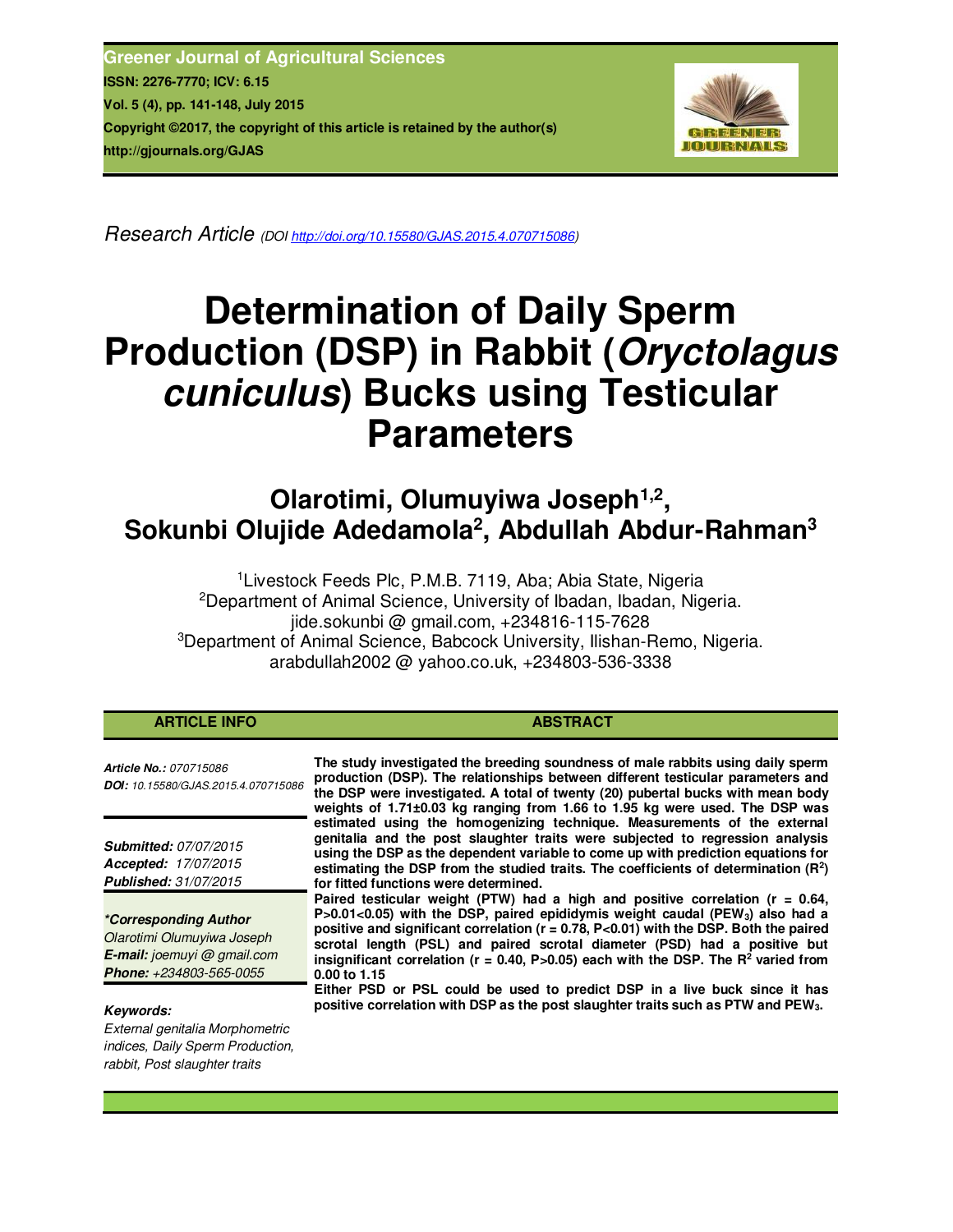Greener Journal of Agricultural Sciences
ISSN: 2276-7770; ICV: 6.15
Vol. 5 (4), pp. 141-148, July 2015
Copyright ©2017, the copyright of this article is retained by the author(s)
http://gjournals.org/GJAS

*Research Article* (DOI http://doi.org/10.15580/GJAS.2015.4.070715086)

# Determination of Daily Sperm Production (DSP) in Rabbit (*Oryctolagus cuniculus*) Bucks using Testicular Parameters

## Olarotimi, Olumuyiwa Joseph[1,2], Sokunbi Olujide Adedamola[2], Abdullah Abdur-Rahman[3]

[1]Livestock Feeds Plc, P.M.B. 7119, Aba; Abia State, Nigeria
[2]Department of Animal Science, University of Ibadan, Ibadan, Nigeria.
jide.sokunbi @ gmail.com, +234816-115-7628
[3]Department of Animal Science, Babcock University, Ilishan-Remo, Nigeria.
arabdullah2002 @ yahoo.co.uk, +234803-536-3338

### ARTICLE INFO

***Article No.:*** *070715086*
***DOI:*** *10.15580/GJAS.2015.4.070715086*

***Submitted:*** *07/07/2015*
***Accepted:*** *17/07/2015*
***Published:*** *31/07/2015*

***\*Corresponding Author***
*Olarotimi Olumuyiwa Joseph*
***E-mail:*** *joemuyi @ gmail.com*
***Phone:*** *+234803-565-0055*

***Keywords:***
*External genitalia Morphometric indices, Daily Sperm Production, rabbit, Post slaughter traits*

### ABSTRACT

**The study investigated the breeding soundness of male rabbits using daily sperm production (DSP). The relationships between different testicular parameters and the DSP were investigated. A total of twenty (20) pubertal bucks with mean body weights of 1.71±0.03 kg ranging from 1.66 to 1.95 kg were used. The DSP was estimated using the homogenizing technique. Measurements of the external genitalia and the post slaughter traits were subjected to regression analysis using the DSP as the dependent variable to come up with prediction equations for estimating the DSP from the studied traits. The coefficients of determination ($R^2$) for fitted functions were determined.**

**Paired testicular weight (PTW) had a high and positive correlation (r = 0.64, P>0.01<0.05) with the DSP, paired epididymis weight caudal ($PEW_3$) also had a positive and significant correlation (r = 0.78, P<0.01) with the DSP. Both the paired scrotal length (PSL) and paired scrotal diameter (PSD) had a positive but insignificant correlation (r = 0.40, P>0.05) each with the DSP. The $R^2$ varied from 0.00 to 1.15**

**Either PSD or PSL could be used to predict DSP in a live buck since it has positive correlation with DSP as the post slaughter traits such as PTW and $PEW_3$.**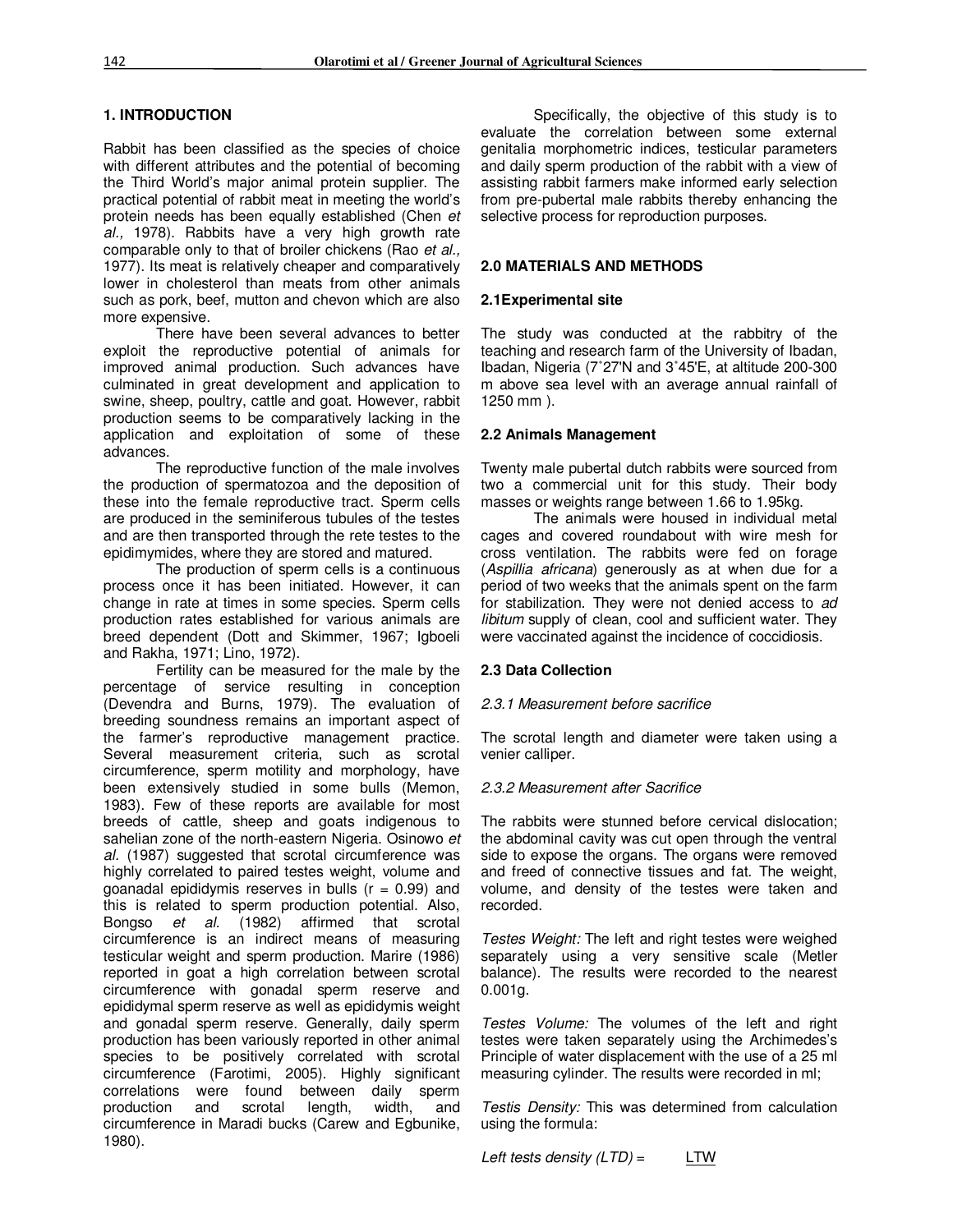## 1. INTRODUCTION

Rabbit has been classified as the species of choice with different attributes and the potential of becoming the Third World's major animal protein supplier. The practical potential of rabbit meat in meeting the world's protein needs has been equally established (Chen *et al.,* 1978). Rabbits have a very high growth rate comparable only to that of broiler chickens (Rao *et al.,* 1977). Its meat is relatively cheaper and comparatively lower in cholesterol than meats from other animals such as pork, beef, mutton and chevon which are also more expensive.

There have been several advances to better exploit the reproductive potential of animals for improved animal production. Such advances have culminated in great development and application to swine, sheep, poultry, cattle and goat. However, rabbit production seems to be comparatively lacking in the application and exploitation of some of these advances.

The reproductive function of the male involves the production of spermatozoa and the deposition of these into the female reproductive tract. Sperm cells are produced in the seminiferous tubules of the testes and are then transported through the rete testes to the epidimymides, where they are stored and matured.

The production of sperm cells is a continuous process once it has been initiated. However, it can change in rate at times in some species. Sperm cells production rates established for various animals are breed dependent (Dott and Skimmer, 1967; Igboeli and Rakha, 1971; Lino, 1972).

Fertility can be measured for the male by the percentage of service resulting in conception (Devendra and Burns, 1979). The evaluation of breeding soundness remains an important aspect of the farmer's reproductive management practice. Several measurement criteria, such as scrotal circumference, sperm motility and morphology, have been extensively studied in some bulls (Memon, 1983). Few of these reports are available for most breeds of cattle, sheep and goats indigenous to sahelian zone of the north-eastern Nigeria. Osinowo *et al.* (1987) suggested that scrotal circumference was highly correlated to paired testes weight, volume and goanadal epididymis reserves in bulls ($r = 0.99$) and this is related to sperm production potential. Also, Bongso *et al.* (1982) affirmed that scrotal circumference is an indirect means of measuring testicular weight and sperm production. Marire (1986) reported in goat a high correlation between scrotal circumference with gonadal sperm reserve and epididymal sperm reserve as well as epididymis weight and gonadal sperm reserve. Generally, daily sperm production has been variously reported in other animal species to be positively correlated with scrotal circumference (Farotimi, 2005). Highly significant correlations were found between daily sperm production and scrotal length, width, and circumference in Maradi bucks (Carew and Egbunike, 1980).

Specifically, the objective of this study is to evaluate the correlation between some external genitalia morphometric indices, testicular parameters and daily sperm production of the rabbit with a view of assisting rabbit farmers make informed early selection from pre-pubertal male rabbits thereby enhancing the selective process for reproduction purposes.

## 2.0 MATERIALS AND METHODS

### 2.1Experimental site

The study was conducted at the rabbitry of the teaching and research farm of the University of Ibadan, Ibadan, Nigeria (7˚27'N and 3˚45'E, at altitude 200-300 m above sea level with an average annual rainfall of 1250 mm ).

### 2.2 Animals Management

Twenty male pubertal dutch rabbits were sourced from two a commercial unit for this study. Their body masses or weights range between 1.66 to 1.95kg.

The animals were housed in individual metal cages and covered roundabout with wire mesh for cross ventilation. The rabbits were fed on forage (*Aspillia africana*) generously as at when due for a period of two weeks that the animals spent on the farm for stabilization. They were not denied access to *ad libitum* supply of clean, cool and sufficient water. They were vaccinated against the incidence of coccidiosis.

### 2.3 Data Collection

*2.3.1 Measurement before sacrifice*

The scrotal length and diameter were taken using a venier calliper.

*2.3.2 Measurement after Sacrifice*

The rabbits were stunned before cervical dislocation; the abdominal cavity was cut open through the ventral side to expose the organs. The organs were removed and freed of connective tissues and fat. The weight, volume, and density of the testes were taken and recorded.

*Testes Weight:* The left and right testes were weighed separately using a very sensitive scale (Metler balance). The results were recorded to the nearest 0.001g.

*Testes Volume:* The volumes of the left and right testes were taken separately using the Archimedes's Principle of water displacement with the use of a 25 ml measuring cylinder. The results were recorded in ml;

*Testis Density:* This was determined from calculation using the formula:

*Left tests density (LTD)* = LTW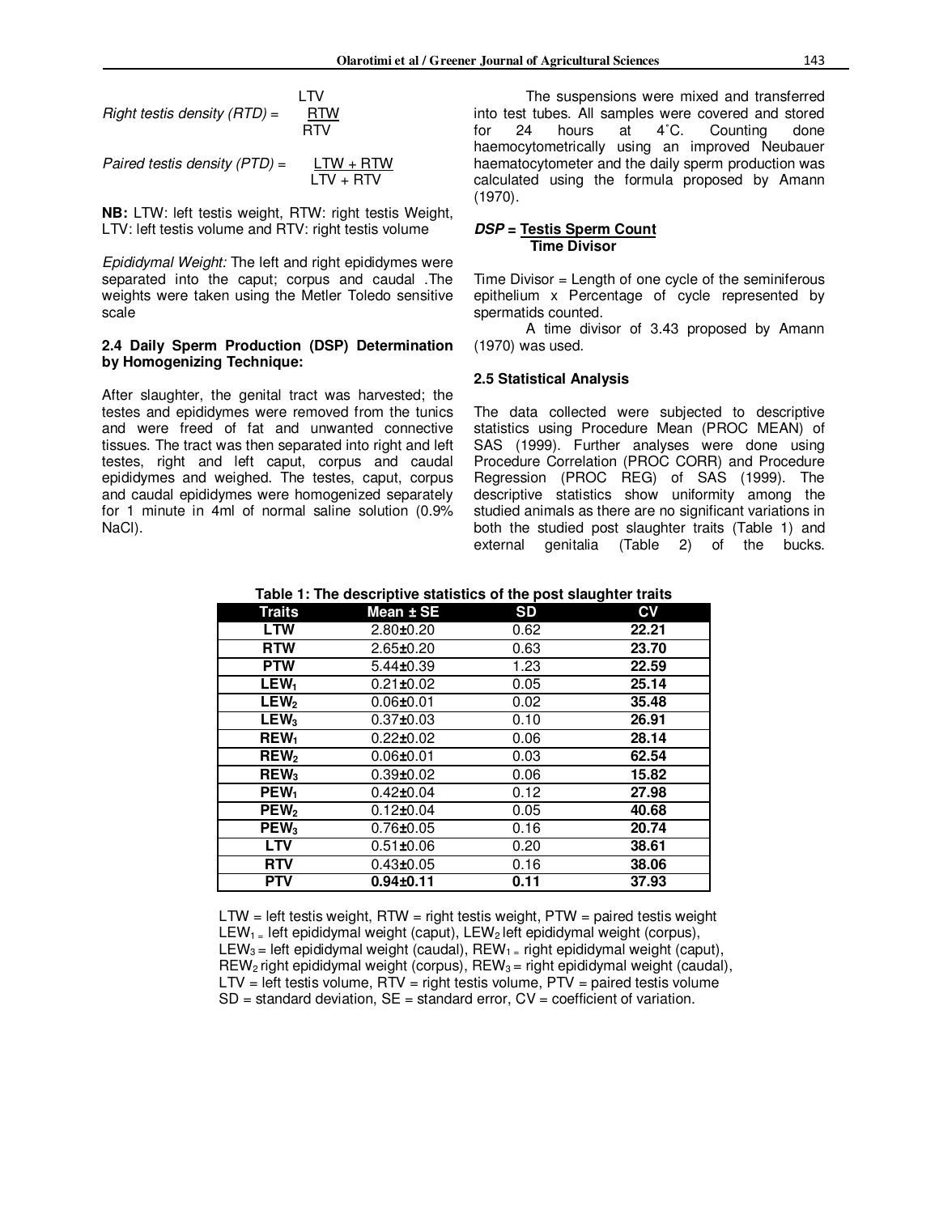*Right testis density (RTD)* = $\frac{RTW}{RTV}$ LTV

*Paired testis density (PTD)* = $\frac{LTW + RTW}{LTV + RTV}$

**NB:** LTW: left testis weight, RTW: right testis Weight, LTV: left testis volume and RTV: right testis volume

*Epididymal Weight:* The left and right epididymes were separated into the caput; corpus and caudal .The weights were taken using the Metler Toledo sensitive scale

### 2.4 Daily Sperm Production (DSP) Determination by Homogenizing Technique:

After slaughter, the genital tract was harvested; the testes and epididymes were removed from the tunics and were freed of fat and unwanted connective tissues. The tract was then separated into right and left testes, right and left caput, corpus and caudal epididymes and weighed. The testes, caput, corpus and caudal epididymes were homogenized separately for 1 minute in 4ml of normal saline solution (0.9% NaCl).

The suspensions were mixed and transferred into test tubes. All samples were covered and stored for 24 hours at 4˚C. Counting done haemocytometrically using an improved Neubauer haematocytometer and the daily sperm production was calculated using the formula proposed by Amann (1970).

$$DSP = \frac{\text{Testis Sperm Count}}{\text{Time Divisor}}$$

Time Divisor = Length of one cycle of the seminiferous epithelium x Percentage of cycle represented by spermatids counted.

A time divisor of 3.43 proposed by Amann (1970) was used.

### 2.5 Statistical Analysis

The data collected were subjected to descriptive statistics using Procedure Mean (PROC MEAN) of SAS (1999). Further analyses were done using Procedure Correlation (PROC CORR) and Procedure Regression (PROC REG) of SAS (1999). The descriptive statistics show uniformity among the studied animals as there are no significant variations in both the studied post slaughter traits (Table 1) and external genitalia (Table 2) of the bucks.

**Table 1: The descriptive statistics of the post slaughter traits**

| Traits | Mean ± SE | SD | CV |
|---|---|---|---|
| **LTW** | 2.80±0.20 | 0.62 | **22.21** |
| **RTW** | 2.65±0.20 | 0.63 | **23.70** |
| **PTW** | 5.44±0.39 | 1.23 | **22.59** |
| **$LEW_1$** | 0.21±0.02 | 0.05 | **25.14** |
| **$LEW_2$** | 0.06±0.01 | 0.02 | **35.48** |
| **$LEW_3$** | 0.37±0.03 | 0.10 | **26.91** |
| **$REW_1$** | 0.22±0.02 | 0.06 | **28.14** |
| **$REW_2$** | 0.06±0.01 | 0.03 | **62.54** |
| **$REW_3$** | 0.39±0.02 | 0.06 | **15.82** |
| **$PEW_1$** | 0.42±0.04 | 0.12 | **27.98** |
| **$PEW_2$** | 0.12±0.04 | 0.05 | **40.68** |
| **$PEW_3$** | 0.76±0.05 | 0.16 | **20.74** |
| **LTV** | 0.51±0.06 | 0.20 | **38.61** |
| **RTV** | 0.43±0.05 | 0.16 | **38.06** |
| **PTV** | **0.94±0.11** | **0.11** | **37.93** |

LTW = left testis weight, RTW = right testis weight, PTW = paired testis weight
$LEW_1$ = left epididymal weight (caput), $LEW_2$ left epididymal weight (corpus),
$LEW_3$ = left epididymal weight (caudal), $REW_1$ = right epididymal weight (caput),
$REW_2$ right epididymal weight (corpus), $REW_3$ = right epididymal weight (caudal),
LTV = left testis volume, RTV = right testis volume, PTV = paired testis volume
SD = standard deviation, SE = standard error, CV = coefficient of variation.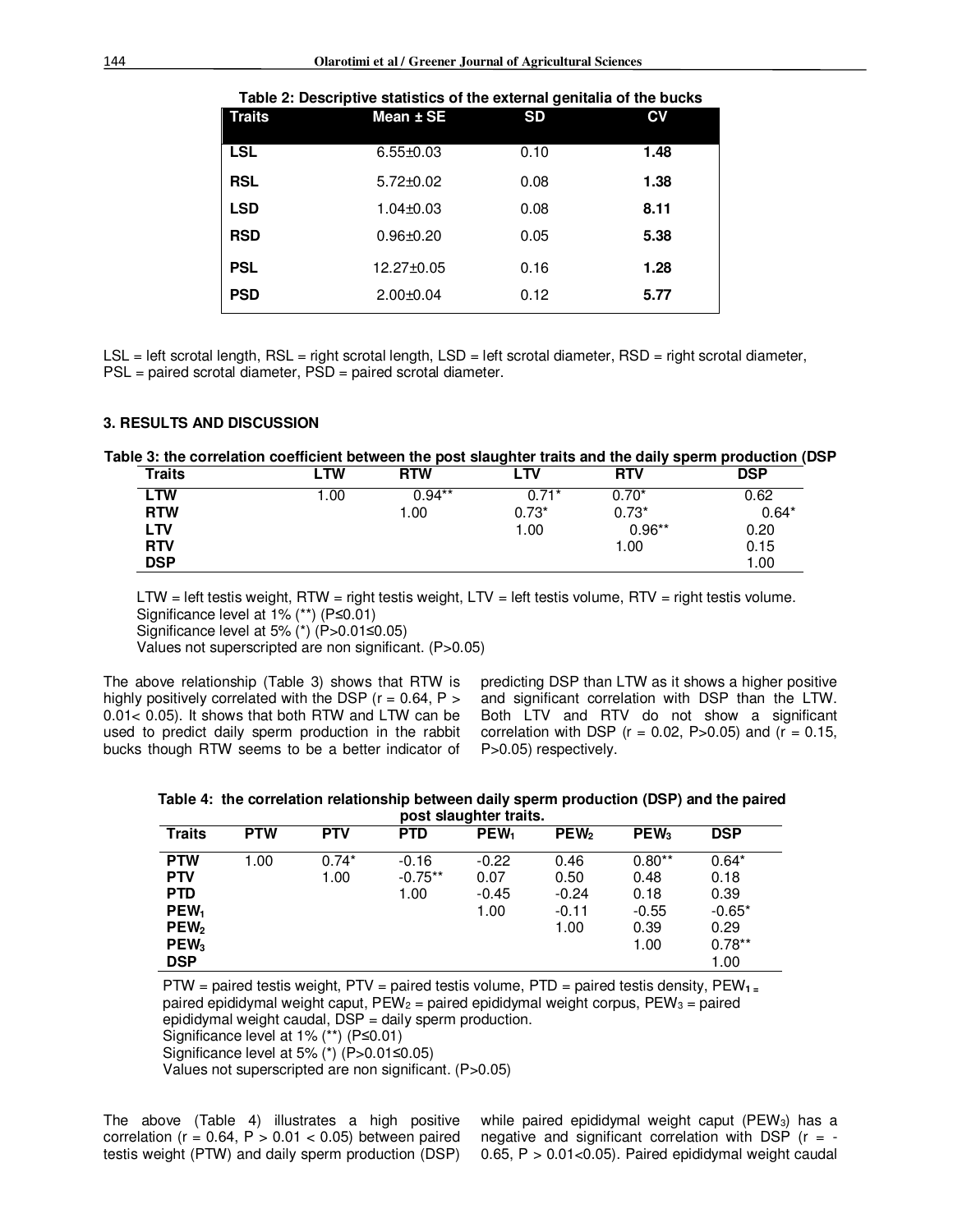**Table 2: Descriptive statistics of the external genitalia of the bucks**

| Traits | Mean ± SE | SD | CV |
|---|---|---|---|
| **LSL** | 6.55±0.03 | 0.10 | **1.48** |
| **RSL** | 5.72±0.02 | 0.08 | **1.38** |
| **LSD** | 1.04±0.03 | 0.08 | **8.11** |
| **RSD** | 0.96±0.20 | 0.05 | **5.38** |
| **PSL** | 12.27±0.05 | 0.16 | **1.28** |
| **PSD** | 2.00±0.04 | 0.12 | **5.77** |

LSL = left scrotal length, RSL = right scrotal length, LSD = left scrotal diameter, RSD = right scrotal diameter, PSL = paired scrotal diameter, PSD = paired scrotal diameter.

## 3. RESULTS AND DISCUSSION

**Table 3: the correlation coefficient between the post slaughter traits and the daily sperm production (DSP**

| Traits | LTW | RTW | LTV | RTV | DSP |
|---|---|---|---|---|---|
| **LTW** | 1.00 | 0.94** | 0.71* | 0.70* | 0.62 |
| **RTW** | | 1.00 | 0.73* | 0.73* | 0.64* |
| **LTV** | | | 1.00 | 0.96** | 0.20 |
| **RTV** | | | | 1.00 | 0.15 |
| **DSP** | | | | | 1.00 |

LTW = left testis weight, RTW = right testis weight, LTV = left testis volume, RTV = right testis volume.
Significance level at 1% (**) ($P \leq 0.01$)
Significance level at 5% (*) ($P > 0.01 \leq 0.05$)
Values not superscripted are non significant. ($P > 0.05$)

The above relationship (Table 3) shows that RTW is highly positively correlated with the DSP ($r = 0.64$, $P > 0.01 < 0.05$). It shows that both RTW and LTW can be used to predict daily sperm production in the rabbit bucks though RTW seems to be a better indicator of predicting DSP than LTW as it shows a higher positive and significant correlation with DSP than the LTW. Both LTV and RTV do not show a significant correlation with DSP ($r = 0.02$, $P > 0.05$) and ($r = 0.15$, $P > 0.05$) respectively.

**Table 4: the correlation relationship between daily sperm production (DSP) and the paired post slaughter traits.**

| Traits | PTW | PTV | PTD | $PEW_1$ | $PEW_2$ | $PEW_3$ | DSP |
|---|---|---|---|---|---|---|---|
| **PTW** | 1.00 | 0.74* | -0.16 | -0.22 | 0.46 | 0.80** | 0.64* |
| **PTV** | | 1.00 | -0.75** | 0.07 | 0.50 | 0.48 | 0.18 |
| **PTD** | | | 1.00 | -0.45 | -0.24 | 0.18 | 0.39 |
| **$PEW_1$** | | | | 1.00 | -0.11 | -0.55 | -0.65* |
| **$PEW_2$** | | | | | 1.00 | 0.39 | 0.29 |
| **$PEW_3$** | | | | | | 1.00 | 0.78** |
| **DSP** | | | | | | | 1.00 |

PTW = paired testis weight, PTV = paired testis volume, PTD = paired testis density, $PEW_1$ = paired epididymal weight caput, $PEW_2$ = paired epididymal weight corpus, $PEW_3$ = paired epididymal weight caudal, DSP = daily sperm production.
Significance level at 1% (**) ($P \leq 0.01$)
Significance level at 5% (*) ($P > 0.01 \leq 0.05$)
Values not superscripted are non significant. ($P > 0.05$)

The above (Table 4) illustrates a high positive correlation ($r = 0.64$, $P > 0.01 < 0.05$) between paired testis weight (PTW) and daily sperm production (DSP) while paired epididymal weight caput ($PEW_3$) has a negative and significant correlation with DSP ($r = -0.65$, $P > 0.01 < 0.05$). Paired epididymal weight caudal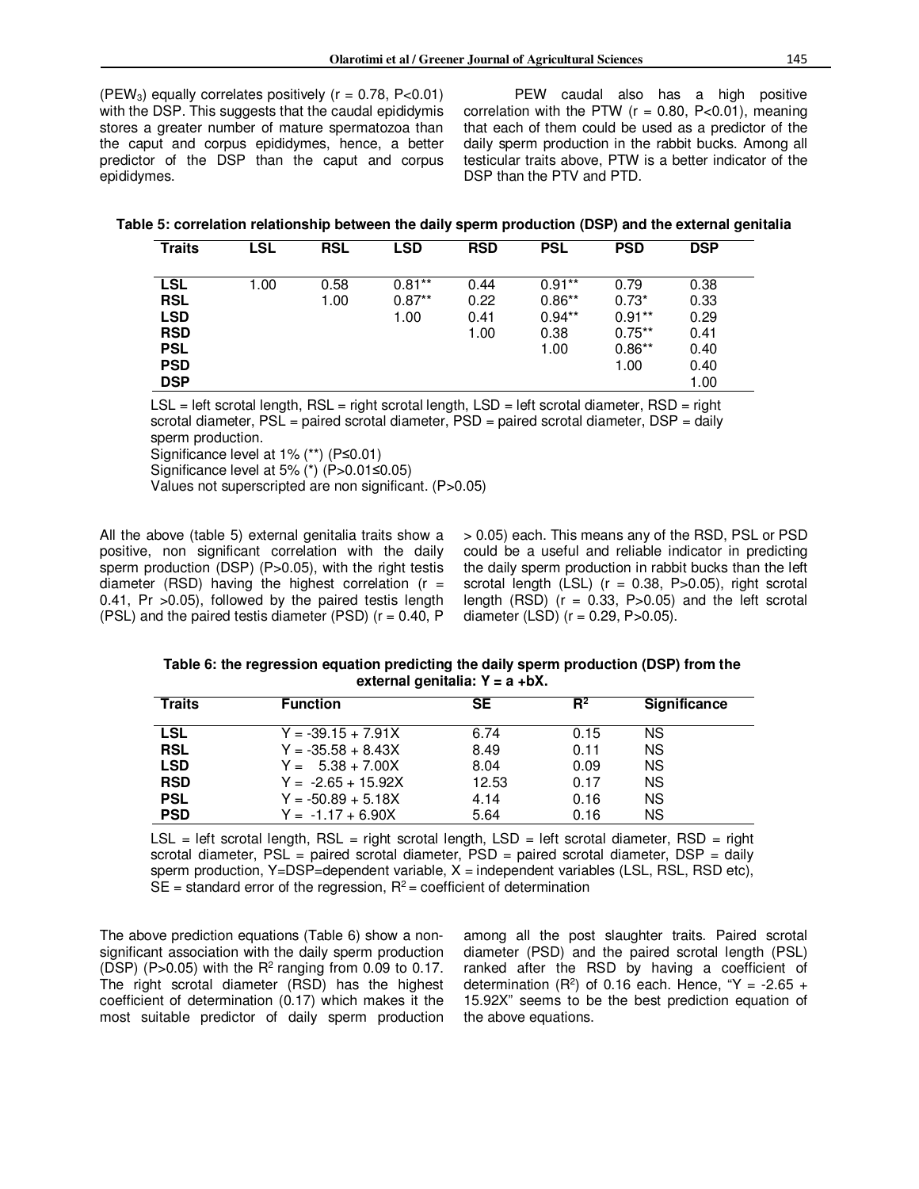($PEW_3$) equally correlates positively ($r = 0.78$, $P<0.01$) with the DSP. This suggests that the caudal epididymis stores a greater number of mature spermatozoa than the caput and corpus epididymes, hence, a better predictor of the DSP than the caput and corpus epididymes.

PEW caudal also has a high positive correlation with the PTW ($r = 0.80$, $P<0.01$), meaning that each of them could be used as a predictor of the daily sperm production in the rabbit bucks. Among all testicular traits above, PTW is a better indicator of the DSP than the PTV and PTD.

**Table 5: correlation relationship between the daily sperm production (DSP) and the external genitalia**

| Traits | LSL | RSL | LSD | RSD | PSL | PSD | DSP |
|---|---|---|---|---|---|---|---|
| LSL | 1.00 | 0.58 | 0.81** | 0.44 | 0.91** | 0.79 | 0.38 |
| RSL | | 1.00 | 0.87** | 0.22 | 0.86** | 0.73* | 0.33 |
| LSD | | | 1.00 | 0.41 | 0.94** | 0.91** | 0.29 |
| RSD | | | | 1.00 | 0.38 | 0.75** | 0.41 |
| PSL | | | | | 1.00 | 0.86** | 0.40 |
| PSD | | | | | | 1.00 | 0.40 |
| DSP | | | | | | | 1.00 |

LSL = left scrotal length, RSL = right scrotal length, LSD = left scrotal diameter, RSD = right scrotal diameter, PSL = paired scrotal diameter, PSD = paired scrotal diameter, DSP = daily sperm production.
Significance level at 1% (**) ($P \leq 0.01$)
Significance level at 5% (*) ($P>0.01 \leq 0.05$)
Values not superscripted are non significant. ($P>0.05$)

All the above (table 5) external genitalia traits show a positive, non significant correlation with the daily sperm production (DSP) ($P>0.05$), with the right testis diameter (RSD) having the highest correlation ($r = 0.41$, $Pr >0.05$), followed by the paired testis length (PSL) and the paired testis diameter (PSD) ($r = 0.40$, $P > 0.05$) each. This means any of the RSD, PSL or PSD could be a useful and reliable indicator in predicting the daily sperm production in rabbit bucks than the left scrotal length (LSL) ($r = 0.38$, $P>0.05$), right scrotal length (RSD) ($r = 0.33$, $P>0.05$) and the left scrotal diameter (LSD) ($r = 0.29$, $P>0.05$).

**Table 6: the regression equation predicting the daily sperm production (DSP) from the external genitalia: $Y = a + bX$.**

| Traits | Function | SE | $R^2$ | Significance |
|---|---|---|---|---|
| LSL | $Y = -39.15 + 7.91X$ | 6.74 | 0.15 | NS |
| RSL | $Y = -35.58 + 8.43X$ | 8.49 | 0.11 | NS |
| LSD | $Y = 5.38 + 7.00X$ | 8.04 | 0.09 | NS |
| RSD | $Y = -2.65 + 15.92X$ | 12.53 | 0.17 | NS |
| PSL | $Y = -50.89 + 5.18X$ | 4.14 | 0.16 | NS |
| PSD | $Y = -1.17 + 6.90X$ | 5.64 | 0.16 | NS |

LSL = left scrotal length, RSL = right scrotal length, LSD = left scrotal diameter, RSD = right scrotal diameter, PSL = paired scrotal diameter, PSD = paired scrotal diameter, DSP = daily sperm production, Y=DSP=dependent variable, X = independent variables (LSL, RSL, RSD etc), SE = standard error of the regression, $R^2$ = coefficient of determination

The above prediction equations (Table 6) show a non-significant association with the daily sperm production (DSP) ($P>0.05$) with the $R^2$ ranging from 0.09 to 0.17. The right scrotal diameter (RSD) has the highest coefficient of determination (0.17) which makes it the most suitable predictor of daily sperm production among all the post slaughter traits. Paired scrotal diameter (PSD) and the paired scrotal length (PSL) ranked after the RSD by having a coefficient of determination ($R^2$) of 0.16 each. Hence, "$Y = -2.65 + 15.92X$" seems to be the best prediction equation of the above equations.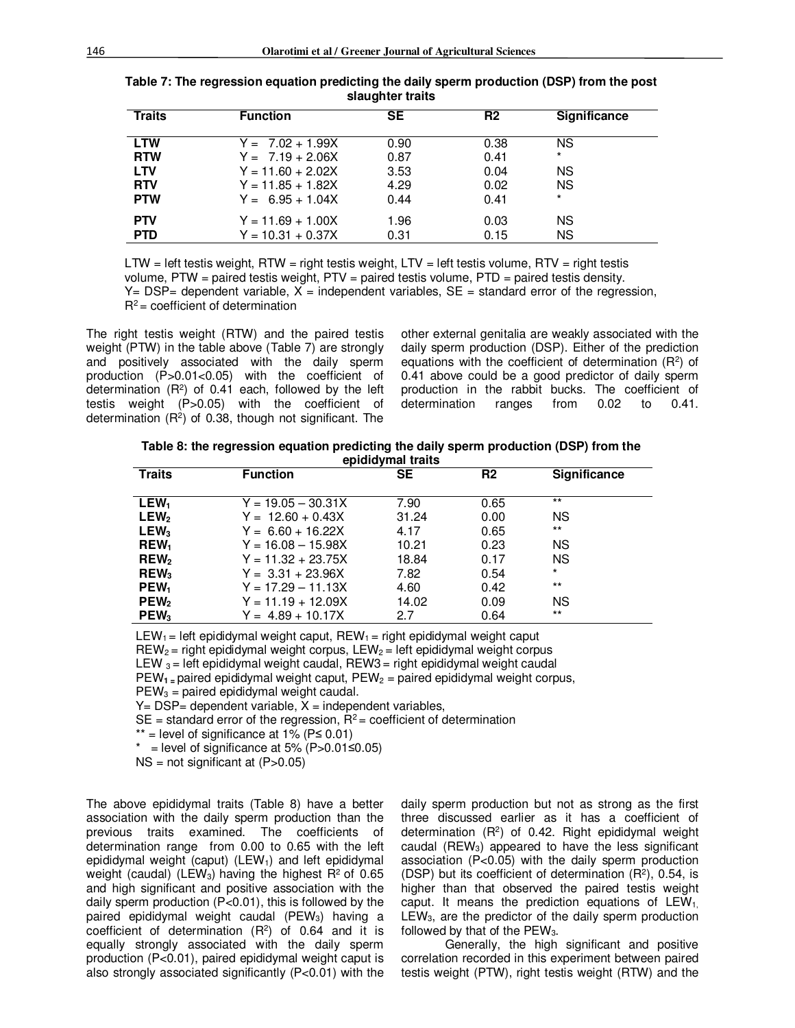**Table 7: The regression equation predicting the daily sperm production (DSP) from the post slaughter traits**

| Traits | Function | SE | R2 | Significance |
|---|---|---|---|---|
| LTW | $Y = 7.02 + 1.99X$ | 0.90 | 0.38 | NS |
| RTW | $Y = 7.19 + 2.06X$ | 0.87 | 0.41 | * |
| LTV | $Y = 11.60 + 2.02X$ | 3.53 | 0.04 | NS |
| RTV | $Y = 11.85 + 1.82X$ | 4.29 | 0.02 | NS |
| PTW | $Y = 6.95 + 1.04X$ | 0.44 | 0.41 | * |
| PTV | $Y = 11.69 + 1.00X$ | 1.96 | 0.03 | NS |
| PTD | $Y = 10.31 + 0.37X$ | 0.31 | 0.15 | NS |

LTW = left testis weight, RTW = right testis weight, LTV = left testis volume, RTV = right testis volume, PTW = paired testis weight, PTV = paired testis volume, PTD = paired testis density.
Y= DSP= dependent variable, X = independent variables, SE = standard error of the regression, $R^2$ = coefficient of determination

The right testis weight (RTW) and the paired testis weight (PTW) in the table above (Table 7) are strongly and positively associated with the daily sperm production (P>0.01<0.05) with the coefficient of determination ($R^2$) of 0.41 each, followed by the left testis weight (P>0.05) with the coefficient of determination ($R^2$) of 0.38, though not significant. The other external genitalia are weakly associated with the daily sperm production (DSP). Either of the prediction equations with the coefficient of determination ($R^2$) of 0.41 above could be a good predictor of daily sperm production in the rabbit bucks. The coefficient of determination ranges from 0.02 to 0.41.

**Table 8: the regression equation predicting the daily sperm production (DSP) from the epididymal traits**

| Traits | Function | SE | R2 | Significance |
|---|---|---|---|---|
| $LEW_1$ | $Y = 19.05 – 30.31X$ | 7.90 | 0.65 | ** |
| $LEW_2$ | $Y = 12.60 + 0.43X$ | 31.24 | 0.00 | NS |
| $LEW_3$ | $Y = 6.60 + 16.22X$ | 4.17 | 0.65 | ** |
| $REW_1$ | $Y = 16.08 – 15.98X$ | 10.21 | 0.23 | NS |
| $REW_2$ | $Y = 11.32 + 23.75X$ | 18.84 | 0.17 | NS |
| $REW_3$ | $Y = 3.31 + 23.96X$ | 7.82 | 0.54 | * |
| $PEW_1$ | $Y = 17.29 – 11.13X$ | 4.60 | 0.42 | ** |
| $PEW_2$ | $Y = 11.19 + 12.09X$ | 14.02 | 0.09 | NS |
| $PEW_3$ | $Y = 4.89 + 10.17X$ | 2.7 | 0.64 | ** |

$LEW_1$ = left epididymal weight caput, $REW_1$ = right epididymal weight caput
$REW_2$ = right epididymal weight corpus, $LEW_2$ = left epididymal weight corpus
$LEW_3$ = left epididymal weight caudal, REW3 = right epididymal weight caudal
$PEW_1$ = paired epididymal weight caput, $PEW_2$ = paired epididymal weight corpus,
$PEW_3$ = paired epididymal weight caudal.
Y= DSP= dependent variable, X = independent variables,
SE = standard error of the regression, $R^2$ = coefficient of determination
** = level of significance at 1% (P≤ 0.01)
* = level of significance at 5% (P>0.01≤0.05)
NS = not significant at (P>0.05)

The above epididymal traits (Table 8) have a better association with the daily sperm production than the previous traits examined. The coefficients of determination range from 0.00 to 0.65 with the left epididymal weight (caput) ($LEW_1$) and left epididymal weight (caudal) ($LEW_3$) having the highest $R^2$ of 0.65 and high significant and positive association with the daily sperm production (P<0.01), this is followed by the paired epididymal weight caudal ($PEW_3$) having a coefficient of determination ($R^2$) of 0.64 and it is equally strongly associated with the daily sperm production (P<0.01), paired epididymal weight caput is also strongly associated significantly (P<0.01) with the daily sperm production but not as strong as the first three discussed earlier as it has a coefficient of determination ($R^2$) of 0.42. Right epididymal weight caudal ($REW_3$) appeared to have the less significant association (P<0.05) with the daily sperm production (DSP) but its coefficient of determination ($R^2$), 0.54, is higher than that observed the paired testis weight caput. It means the prediction equations of $LEW_1$, $LEW_3$, are the predictor of the daily sperm production followed by that of the $PEW_3$.

Generally, the high significant and positive correlation recorded in this experiment between paired testis weight (PTW), right testis weight (RTW) and the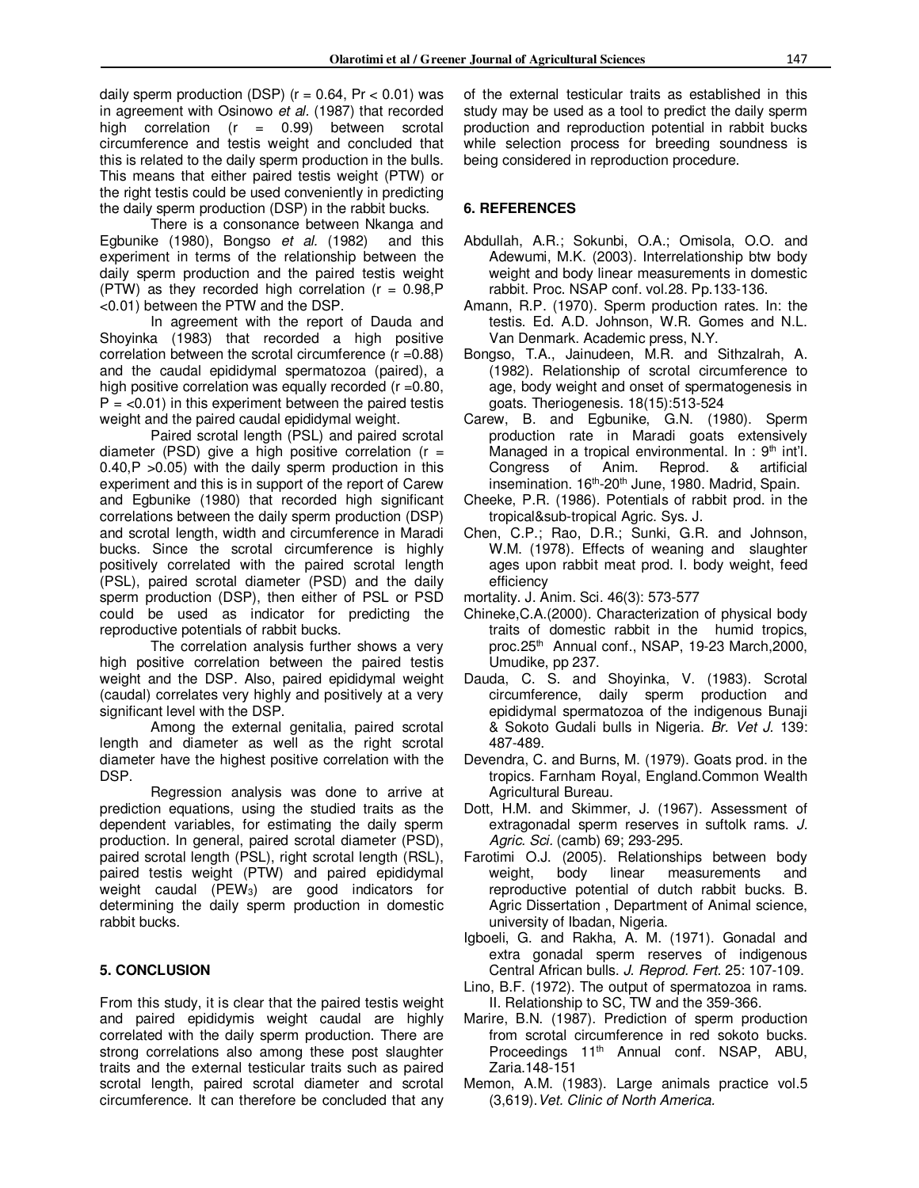daily sperm production (DSP) ($r = 0.64$, $Pr < 0.01$) was in agreement with Osinowo *et al*. (1987) that recorded high correlation ($r = 0.99$) between scrotal circumference and testis weight and concluded that this is related to the daily sperm production in the bulls. This means that either paired testis weight (PTW) or the right testis could be used conveniently in predicting the daily sperm production (DSP) in the rabbit bucks.

There is a consonance between Nkanga and Egbunike (1980), Bongso *et al.* (1982) and this experiment in terms of the relationship between the daily sperm production and the paired testis weight (PTW) as they recorded high correlation ($r = 0.98$,$P < 0.01$) between the PTW and the DSP.

In agreement with the report of Dauda and Shoyinka (1983) that recorded a high positive correlation between the scrotal circumference ($r = 0.88$) and the caudal epididymal spermatozoa (paired), a high positive correlation was equally recorded ($r = 0.80$, $P = <0.01$) in this experiment between the paired testis weight and the paired caudal epididymal weight.

Paired scrotal length (PSL) and paired scrotal diameter (PSD) give a high positive correlation ($r = 0.40$,$P > 0.05$) with the daily sperm production in this experiment and this is in support of the report of Carew and Egbunike (1980) that recorded high significant correlations between the daily sperm production (DSP) and scrotal length, width and circumference in Maradi bucks. Since the scrotal circumference is highly positively correlated with the paired scrotal length (PSL), paired scrotal diameter (PSD) and the daily sperm production (DSP), then either of PSL or PSD could be used as indicator for predicting the reproductive potentials of rabbit bucks.

The correlation analysis further shows a very high positive correlation between the paired testis weight and the DSP. Also, paired epididymal weight (caudal) correlates very highly and positively at a very significant level with the DSP.

Among the external genitalia, paired scrotal length and diameter as well as the right scrotal diameter have the highest positive correlation with the DSP.

Regression analysis was done to arrive at prediction equations, using the studied traits as the dependent variables, for estimating the daily sperm production. In general, paired scrotal diameter (PSD), paired scrotal length (PSL), right scrotal length (RSL), paired testis weight (PTW) and paired epididymal weight caudal ($PEW_3$) are good indicators for determining the daily sperm production in domestic rabbit bucks.

## 5. CONCLUSION

From this study, it is clear that the paired testis weight and paired epididymis weight caudal are highly correlated with the daily sperm production. There are strong correlations also among these post slaughter traits and the external testicular traits such as paired scrotal length, paired scrotal diameter and scrotal circumference. It can therefore be concluded that any of the external testicular traits as established in this study may be used as a tool to predict the daily sperm production and reproduction potential in rabbit bucks while selection process for breeding soundness is being considered in reproduction procedure.

## 6. REFERENCES

Abdullah, A.R.; Sokunbi, O.A.; Omisola, O.O. and Adewumi, M.K. (2003). Interrelationship btw body weight and body linear measurements in domestic rabbit. Proc. NSAP conf. vol.28. Pp.133-136.

Amann, R.P. (1970). Sperm production rates. In: the testis. Ed. A.D. Johnson, W.R. Gomes and N.L. Van Denmark. Academic press, N.Y.

Bongso, T.A., Jainudeen, M.R. and Sithzalrah, A. (1982). Relationship of scrotal circumference to age, body weight and onset of spermatogenesis in goats. Theriogenesis. 18(15):513-524

Carew, B. and Egbunike, G.N. (1980). Sperm production rate in Maradi goats extensively Managed in a tropical environmental. In : 9th int'l. Congress of Anim. Reprod. & artificial insemination. 16th-20th June, 1980. Madrid, Spain.

Cheeke, P.R. (1986). Potentials of rabbit prod. in the tropical&sub-tropical Agric. Sys. J.

Chen, C.P.; Rao, D.R.; Sunki, G.R. and Johnson, W.M. (1978). Effects of weaning and slaughter ages upon rabbit meat prod. I. body weight, feed efficiency

mortality. J. Anim. Sci. 46(3): 573-577

Chineke,C.A.(2000). Characterization of physical body traits of domestic rabbit in the humid tropics, proc.25th Annual conf., NSAP, 19-23 March,2000, Umudike, pp 237.

Dauda, C. S. and Shoyinka, V. (1983). Scrotal circumference, daily sperm production and epididymal spermatozoa of the indigenous Bunaji & Sokoto Gudali bulls in Nigeria. *Br. Vet J.* 139: 487-489.

Devendra, C. and Burns, M. (1979). Goats prod. in the tropics. Farnham Royal, England.Common Wealth Agricultural Bureau.

Dott, H.M. and Skimmer, J. (1967). Assessment of extragonadal sperm reserves in suftolk rams. *J. Agric. Sci.* (camb) 69; 293-295.

Farotimi O.J. (2005). Relationships between body weight, body linear measurements and reproductive potential of dutch rabbit bucks. B. Agric Dissertation , Department of Animal science, university of Ibadan, Nigeria.

Igboeli, G. and Rakha, A. M. (1971). Gonadal and extra gonadal sperm reserves of indigenous Central African bulls. *J. Reprod. Fert.* 25: 107-109.

Lino, B.F. (1972). The output of spermatozoa in rams. II. Relationship to SC, TW and the 359-366.

Marire, B.N. (1987). Prediction of sperm production from scrotal circumference in red sokoto bucks. Proceedings 11th Annual conf. NSAP, ABU, Zaria.148-151

Memon, A.M. (1983). Large animals practice vol.5 (3,619).*Vet. Clinic of North America.*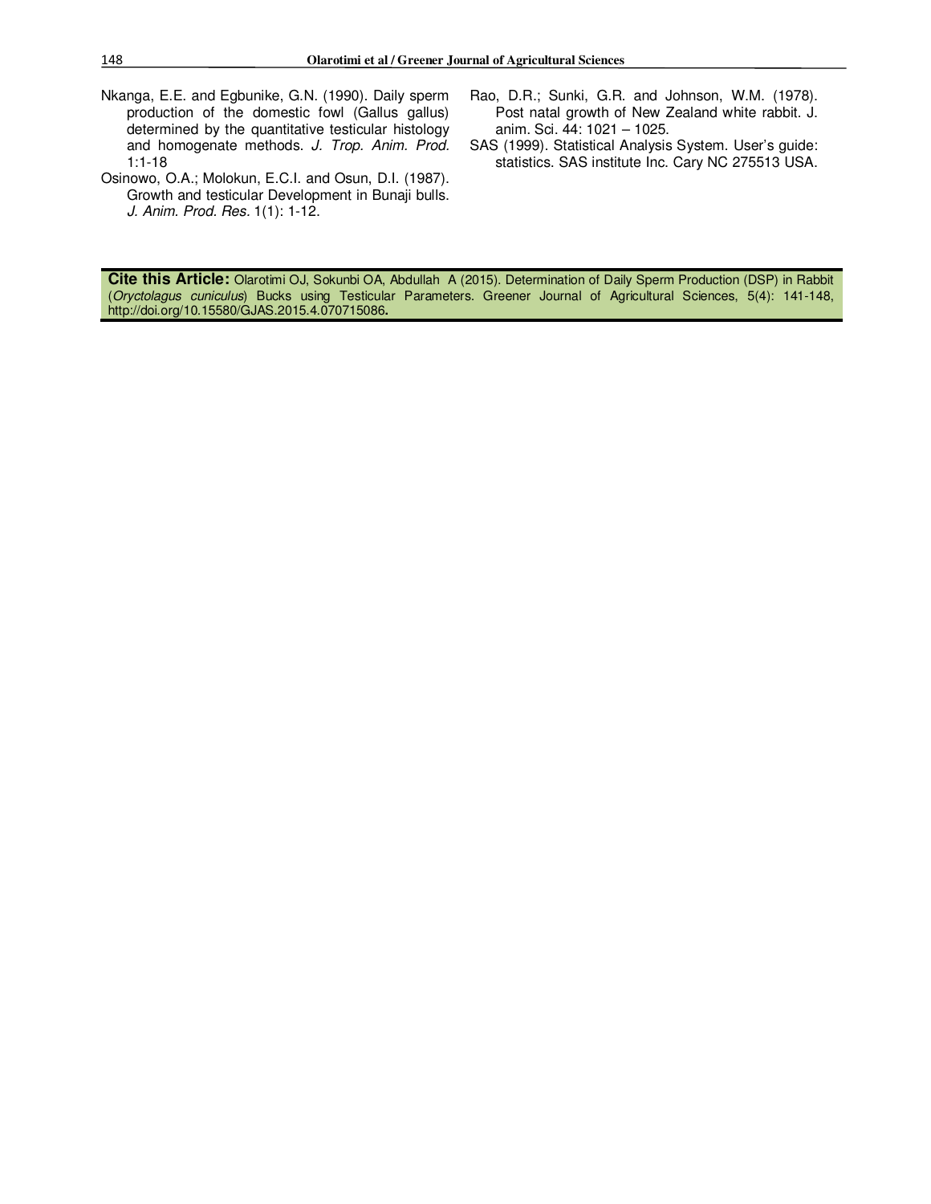Nkanga, E.E. and Egbunike, G.N. (1990). Daily sperm production of the domestic fowl (Gallus gallus) determined by the quantitative testicular histology and homogenate methods. *J. Trop. Anim. Prod.* 1:1-18

Osinowo, O.A.; Molokun, E.C.I. and Osun, D.I. (1987). Growth and testicular Development in Bunaji bulls. *J. Anim. Prod. Res.* 1(1): 1-12.

Rao, D.R.; Sunki, G.R. and Johnson, W.M. (1978). Post natal growth of New Zealand white rabbit. J. anim. Sci. 44: 1021 – 1025.

SAS (1999). Statistical Analysis System. User's guide: statistics. SAS institute Inc. Cary NC 275513 USA.

**Cite this Article:** Olarotimi OJ, Sokunbi OA, Abdullah A (2015). Determination of Daily Sperm Production (DSP) in Rabbit (*Oryctolagus cuniculus*) Bucks using Testicular Parameters. Greener Journal of Agricultural Sciences, 5(4): 141-148, http://doi.org/10.15580/GJAS.2015.4.070715086**.**